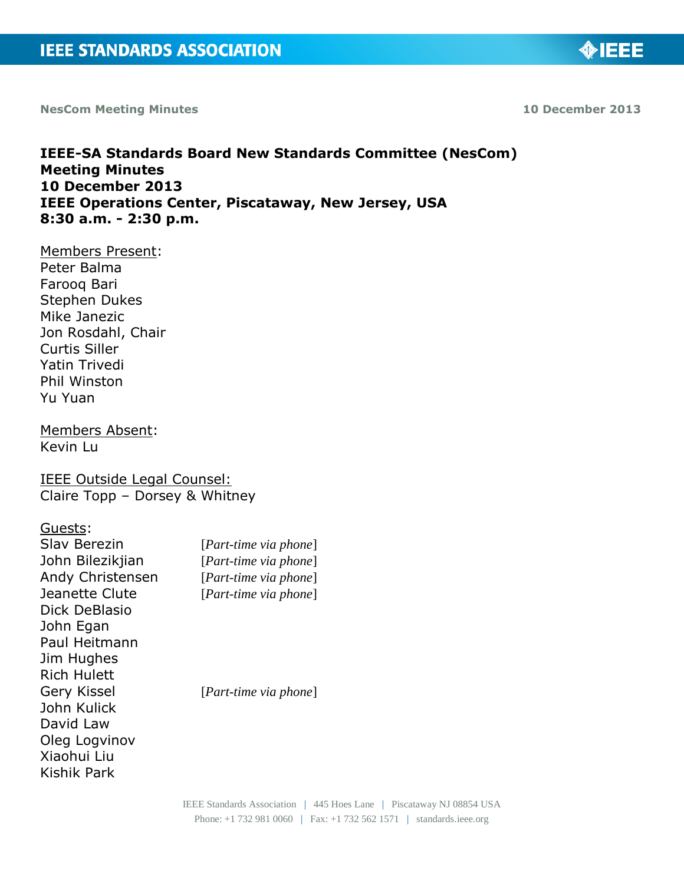**NesCom Meeting Minutes** **10 December 2013**

# IEEE-SA Standards Board New Standards Committee (NesCom) Meeting Minutes
# 10 December 2013
# IEEE Operations Center, Piscataway, New Jersey, USA
# 8:30 a.m. - 2:30 p.m.

Members Present:
Peter Balma
Farooq Bari
Stephen Dukes
Mike Janezic
Jon Rosdahl, Chair
Curtis Siller
Yatin Trivedi
Phil Winston
Yu Yuan

Members Absent:
Kevin Lu

IEEE Outside Legal Counsel:
Claire Topp – Dorsey & Whitney

Guests:
Slav Berezin [*Part-time via phone*]
John Bilezikjian [*Part-time via phone*]
Andy Christensen [*Part-time via phone*]
Jeanette Clute [*Part-time via phone*]
Dick DeBlasio
John Egan
Paul Heitmann
Jim Hughes
Rich Hulett
Gery Kissel [*Part-time via phone*]
John Kulick
David Law
Oleg Logvinov
Xiaohui Liu
Kishik Park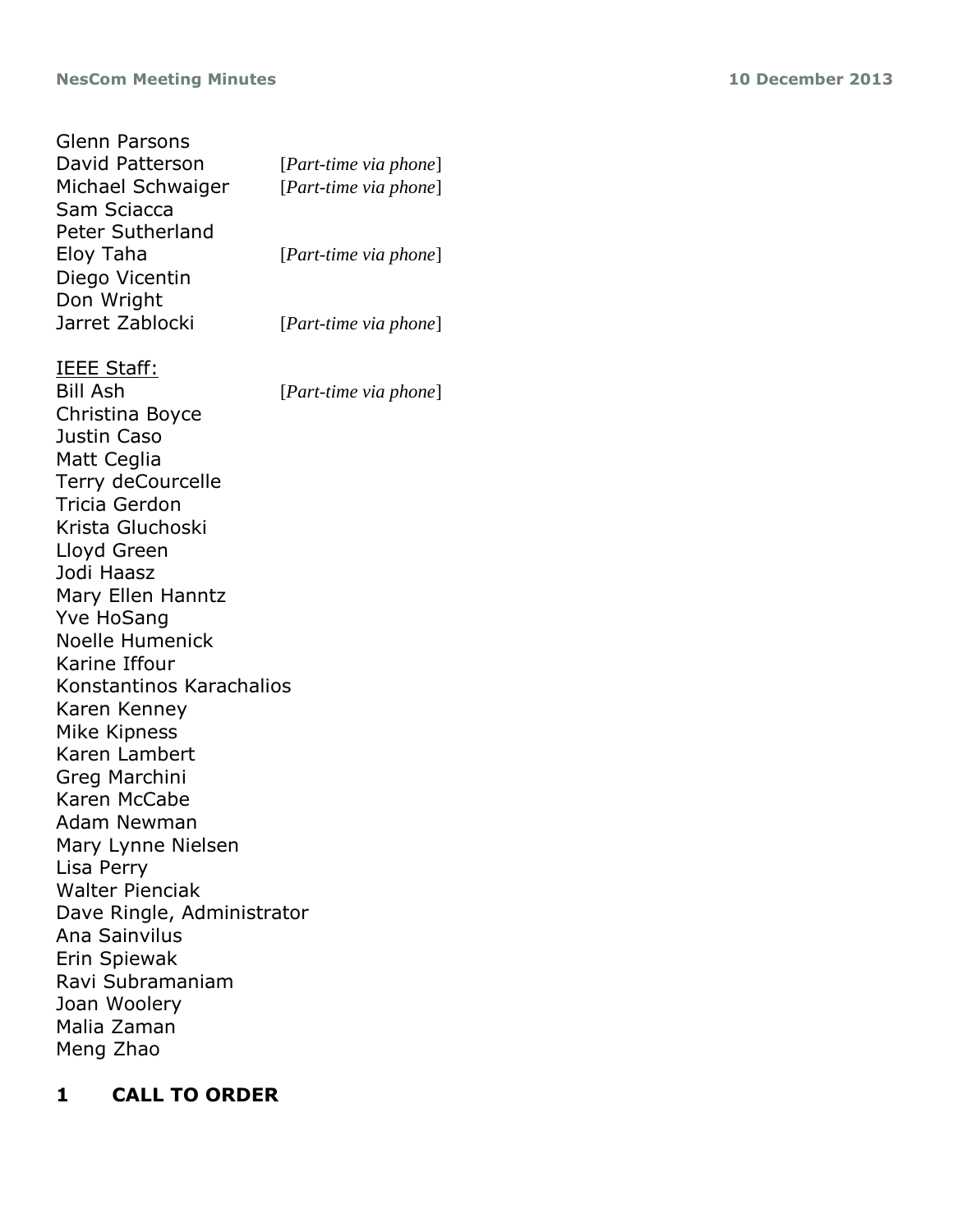Glenn Parsons
David Patterson [*Part-time via phone*]
Michael Schwaiger [*Part-time via phone*]
Sam Sciacca
Peter Sutherland
Eloy Taha [*Part-time via phone*]
Diego Vicentin
Don Wright
Jarret Zablocki [*Part-time via phone*]

<u>IEEE Staff:</u>
Bill Ash [*Part-time via phone*]
Christina Boyce
Justin Caso
Matt Ceglia
Terry deCourcelle
Tricia Gerdon
Krista Gluchoski
Lloyd Green
Jodi Haasz
Mary Ellen Hanntz
Yve HoSang
Noelle Humenick
Karine Iffour
Konstantinos Karachalios
Karen Kenney
Mike Kipness
Karen Lambert
Greg Marchini
Karen McCabe
Adam Newman
Mary Lynne Nielsen
Lisa Perry
Walter Pienciak
Dave Ringle, Administrator
Ana Sainvilus
Erin Spiewak
Ravi Subramaniam
Joan Woolery
Malia Zaman
Meng Zhao

## 1 CALL TO ORDER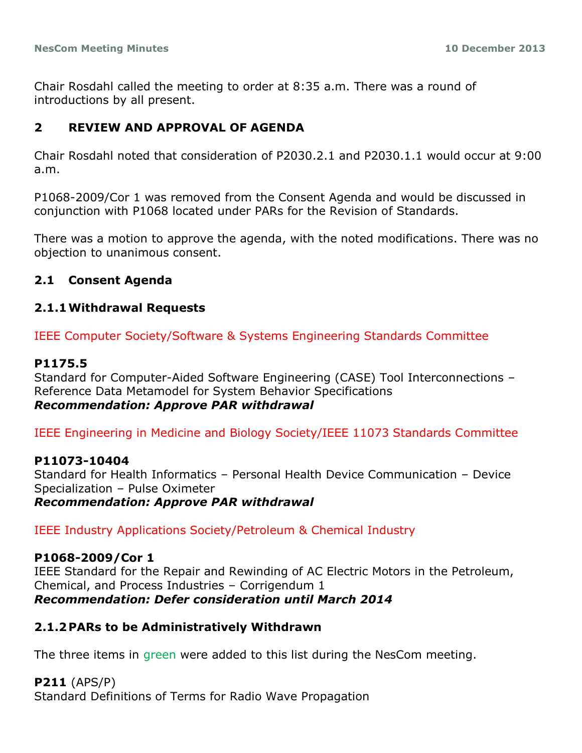Chair Rosdahl called the meeting to order at 8:35 a.m. There was a round of introductions by all present.

## 2 REVIEW AND APPROVAL OF AGENDA

Chair Rosdahl noted that consideration of P2030.2.1 and P2030.1.1 would occur at 9:00 a.m.

P1068-2009/Cor 1 was removed from the Consent Agenda and would be discussed in conjunction with P1068 located under PARs for the Revision of Standards.

There was a motion to approve the agenda, with the noted modifications. There was no objection to unanimous consent.

### 2.1 Consent Agenda

#### 2.1.1 Withdrawal Requests

IEEE Computer Society/Software & Systems Engineering Standards Committee

**P1175.5**
Standard for Computer-Aided Software Engineering (CASE) Tool Interconnections – Reference Data Metamodel for System Behavior Specifications
***Recommendation: Approve PAR withdrawal***

IEEE Engineering in Medicine and Biology Society/IEEE 11073 Standards Committee

**P11073-10404**
Standard for Health Informatics – Personal Health Device Communication – Device Specialization – Pulse Oximeter
***Recommendation: Approve PAR withdrawal***

IEEE Industry Applications Society/Petroleum & Chemical Industry

**P1068-2009/Cor 1**
IEEE Standard for the Repair and Rewinding of AC Electric Motors in the Petroleum, Chemical, and Process Industries – Corrigendum 1
***Recommendation: Defer consideration until March 2014***

#### 2.1.2 PARs to be Administratively Withdrawn

The three items in green were added to this list during the NesCom meeting.

**P211** (APS/P)
Standard Definitions of Terms for Radio Wave Propagation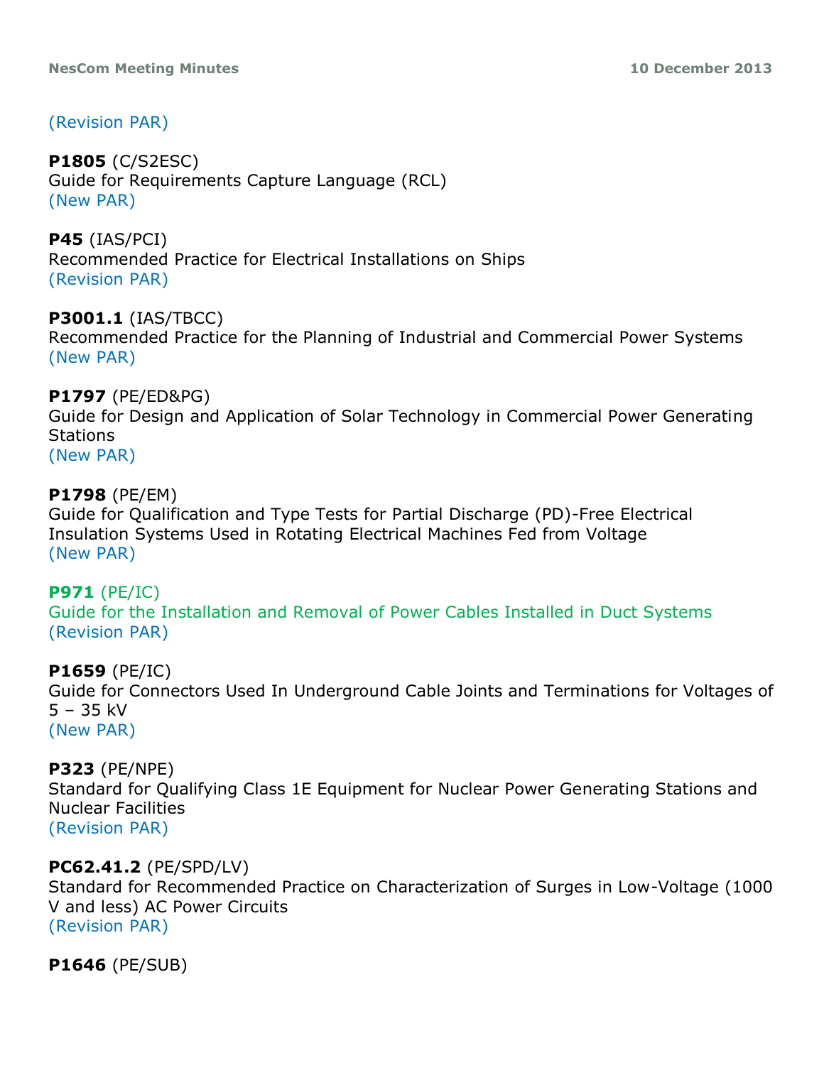(Revision PAR)

**P1805** (C/S2ESC)
Guide for Requirements Capture Language (RCL)
(New PAR)

**P45** (IAS/PCI)
Recommended Practice for Electrical Installations on Ships
(Revision PAR)

**P3001.1** (IAS/TBCC)
Recommended Practice for the Planning of Industrial and Commercial Power Systems
(New PAR)

**P1797** (PE/ED&PG)
Guide for Design and Application of Solar Technology in Commercial Power Generating Stations
(New PAR)

**P1798** (PE/EM)
Guide for Qualification and Type Tests for Partial Discharge (PD)-Free Electrical Insulation Systems Used in Rotating Electrical Machines Fed from Voltage
(New PAR)

**P971** (PE/IC)
Guide for the Installation and Removal of Power Cables Installed in Duct Systems
(Revision PAR)

**P1659** (PE/IC)
Guide for Connectors Used In Underground Cable Joints and Terminations for Voltages of 5 – 35 kV
(New PAR)

**P323** (PE/NPE)
Standard for Qualifying Class 1E Equipment for Nuclear Power Generating Stations and Nuclear Facilities
(Revision PAR)

**PC62.41.2** (PE/SPD/LV)
Standard for Recommended Practice on Characterization of Surges in Low-Voltage (1000 V and less) AC Power Circuits
(Revision PAR)

**P1646** (PE/SUB)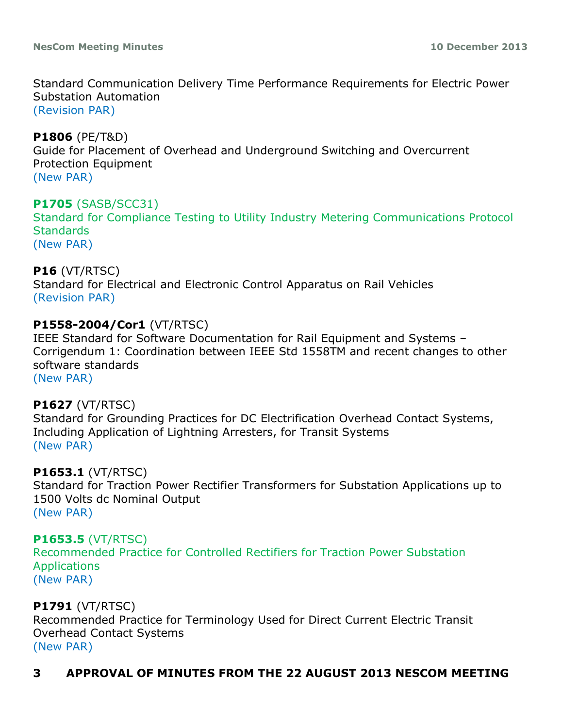Standard Communication Delivery Time Performance Requirements for Electric Power Substation Automation
(Revision PAR)

**P1806** (PE/T&D)
Guide for Placement of Overhead and Underground Switching and Overcurrent Protection Equipment
(New PAR)

**P1705** (SASB/SCC31)
Standard for Compliance Testing to Utility Industry Metering Communications Protocol Standards
(New PAR)

**P16** (VT/RTSC)
Standard for Electrical and Electronic Control Apparatus on Rail Vehicles
(Revision PAR)

**P1558-2004/Cor1** (VT/RTSC)
IEEE Standard for Software Documentation for Rail Equipment and Systems – Corrigendum 1: Coordination between IEEE Std 1558TM and recent changes to other software standards
(New PAR)

**P1627** (VT/RTSC)
Standard for Grounding Practices for DC Electrification Overhead Contact Systems, Including Application of Lightning Arresters, for Transit Systems
(New PAR)

**P1653.1** (VT/RTSC)
Standard for Traction Power Rectifier Transformers for Substation Applications up to 1500 Volts dc Nominal Output
(New PAR)

**P1653.5** (VT/RTSC)
Recommended Practice for Controlled Rectifiers for Traction Power Substation Applications
(New PAR)

**P1791** (VT/RTSC)
Recommended Practice for Terminology Used for Direct Current Electric Transit Overhead Contact Systems
(New PAR)

## 3 APPROVAL OF MINUTES FROM THE 22 AUGUST 2013 NESCOM MEETING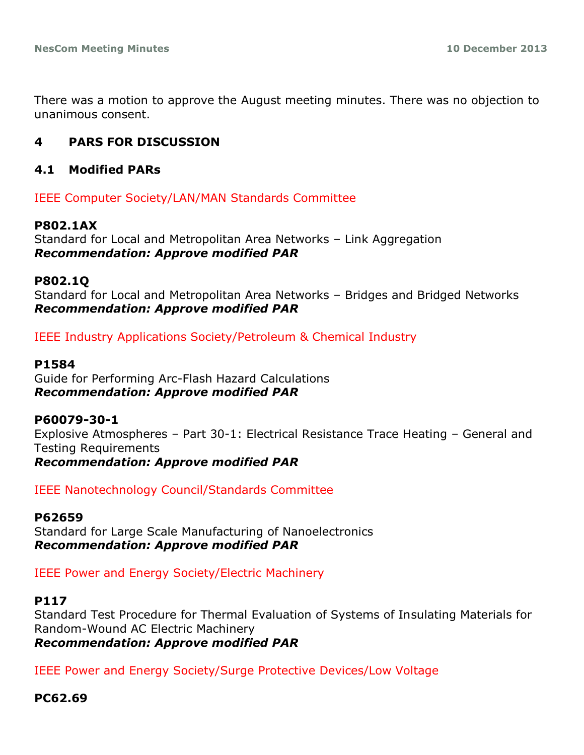There was a motion to approve the August meeting minutes. There was no objection to unanimous consent.

## 4 PARS FOR DISCUSSION

### 4.1 Modified PARs

IEEE Computer Society/LAN/MAN Standards Committee

**P802.1AX**
Standard for Local and Metropolitan Area Networks – Link Aggregation
***Recommendation: Approve modified PAR***

**P802.1Q**
Standard for Local and Metropolitan Area Networks – Bridges and Bridged Networks
***Recommendation: Approve modified PAR***

IEEE Industry Applications Society/Petroleum & Chemical Industry

**P1584**
Guide for Performing Arc-Flash Hazard Calculations
***Recommendation: Approve modified PAR***

**P60079-30-1**
Explosive Atmospheres – Part 30-1: Electrical Resistance Trace Heating – General and Testing Requirements
***Recommendation: Approve modified PAR***

IEEE Nanotechnology Council/Standards Committee

**P62659**
Standard for Large Scale Manufacturing of Nanoelectronics
***Recommendation: Approve modified PAR***

IEEE Power and Energy Society/Electric Machinery

**P117**
Standard Test Procedure for Thermal Evaluation of Systems of Insulating Materials for Random-Wound AC Electric Machinery
***Recommendation: Approve modified PAR***

IEEE Power and Energy Society/Surge Protective Devices/Low Voltage

**PC62.69**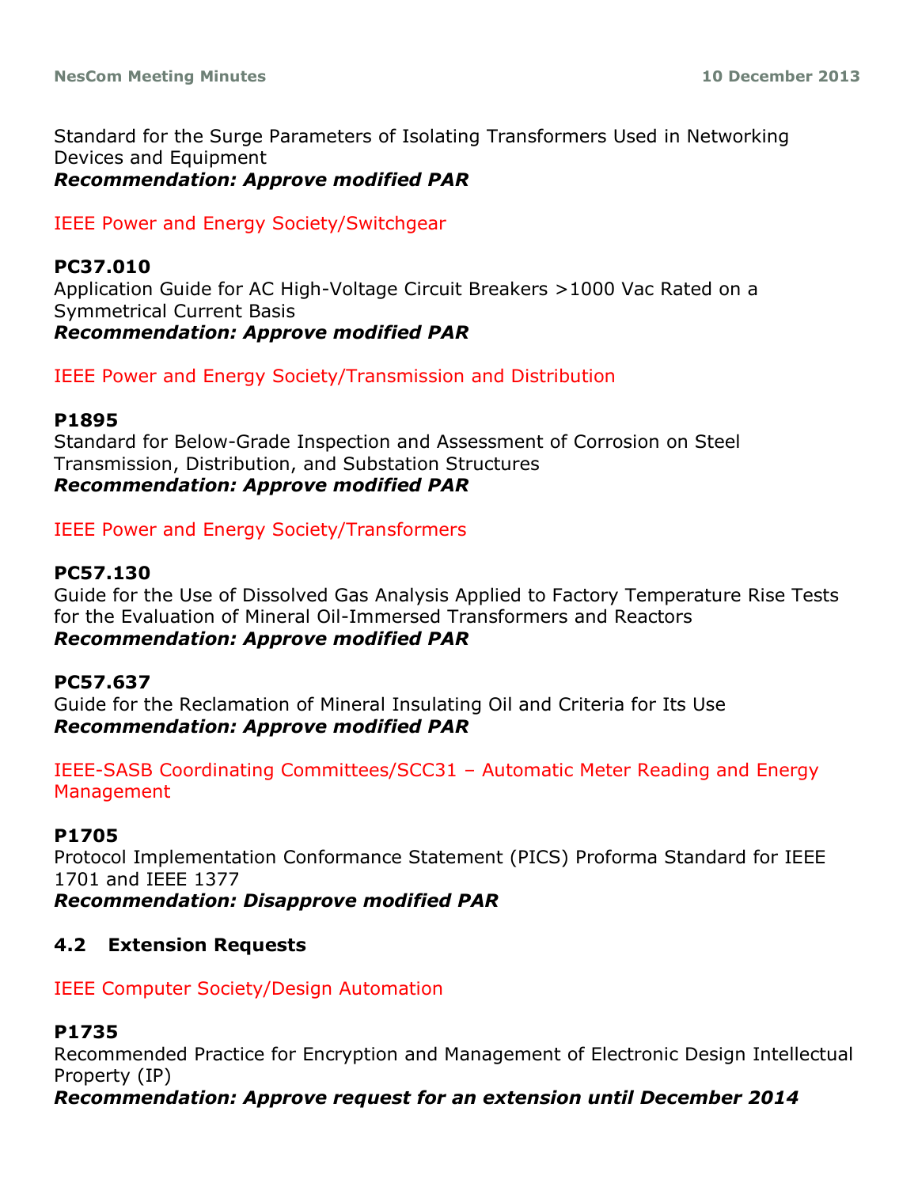Standard for the Surge Parameters of Isolating Transformers Used in Networking Devices and Equipment
***Recommendation: Approve modified PAR***

IEEE Power and Energy Society/Switchgear

**PC37.010**
Application Guide for AC High-Voltage Circuit Breakers >1000 Vac Rated on a Symmetrical Current Basis
***Recommendation: Approve modified PAR***

IEEE Power and Energy Society/Transmission and Distribution

**P1895**
Standard for Below-Grade Inspection and Assessment of Corrosion on Steel Transmission, Distribution, and Substation Structures
***Recommendation: Approve modified PAR***

IEEE Power and Energy Society/Transformers

**PC57.130**
Guide for the Use of Dissolved Gas Analysis Applied to Factory Temperature Rise Tests for the Evaluation of Mineral Oil-Immersed Transformers and Reactors
***Recommendation: Approve modified PAR***

**PC57.637**
Guide for the Reclamation of Mineral Insulating Oil and Criteria for Its Use
***Recommendation: Approve modified PAR***

IEEE-SASB Coordinating Committees/SCC31 – Automatic Meter Reading and Energy Management

**P1705**
Protocol Implementation Conformance Statement (PICS) Proforma Standard for IEEE 1701 and IEEE 1377
***Recommendation: Disapprove modified PAR***

### 4.2 Extension Requests

IEEE Computer Society/Design Automation

**P1735**
Recommended Practice for Encryption and Management of Electronic Design Intellectual Property (IP)
***Recommendation: Approve request for an extension until December 2014***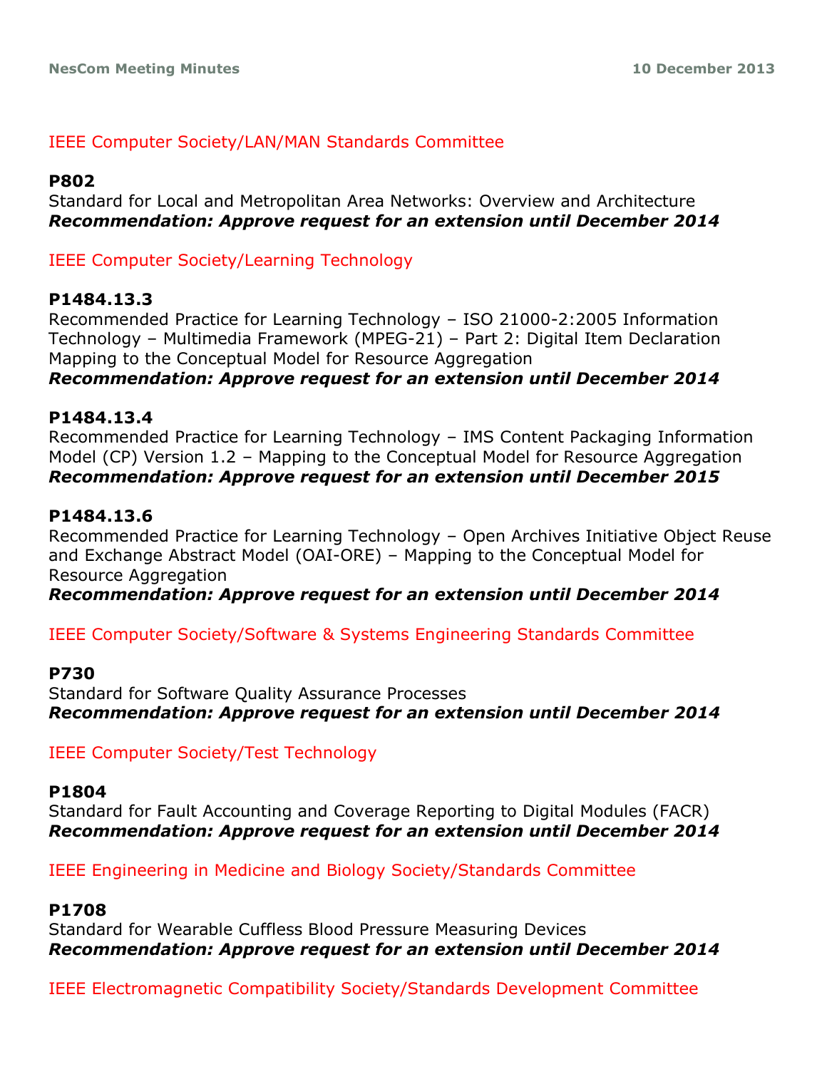IEEE Computer Society/LAN/MAN Standards Committee

**P802**
Standard for Local and Metropolitan Area Networks: Overview and Architecture
***Recommendation: Approve request for an extension until December 2014***

IEEE Computer Society/Learning Technology

**P1484.13.3**
Recommended Practice for Learning Technology – ISO 21000-2:2005 Information Technology – Multimedia Framework (MPEG-21) – Part 2: Digital Item Declaration Mapping to the Conceptual Model for Resource Aggregation
***Recommendation: Approve request for an extension until December 2014***

**P1484.13.4**
Recommended Practice for Learning Technology – IMS Content Packaging Information Model (CP) Version 1.2 – Mapping to the Conceptual Model for Resource Aggregation
***Recommendation: Approve request for an extension until December 2015***

**P1484.13.6**
Recommended Practice for Learning Technology – Open Archives Initiative Object Reuse and Exchange Abstract Model (OAI-ORE) – Mapping to the Conceptual Model for Resource Aggregation
***Recommendation: Approve request for an extension until December 2014***

IEEE Computer Society/Software & Systems Engineering Standards Committee

**P730**
Standard for Software Quality Assurance Processes
***Recommendation: Approve request for an extension until December 2014***

IEEE Computer Society/Test Technology

**P1804**
Standard for Fault Accounting and Coverage Reporting to Digital Modules (FACR)
***Recommendation: Approve request for an extension until December 2014***

IEEE Engineering in Medicine and Biology Society/Standards Committee

**P1708**
Standard for Wearable Cuffless Blood Pressure Measuring Devices
***Recommendation: Approve request for an extension until December 2014***

IEEE Electromagnetic Compatibility Society/Standards Development Committee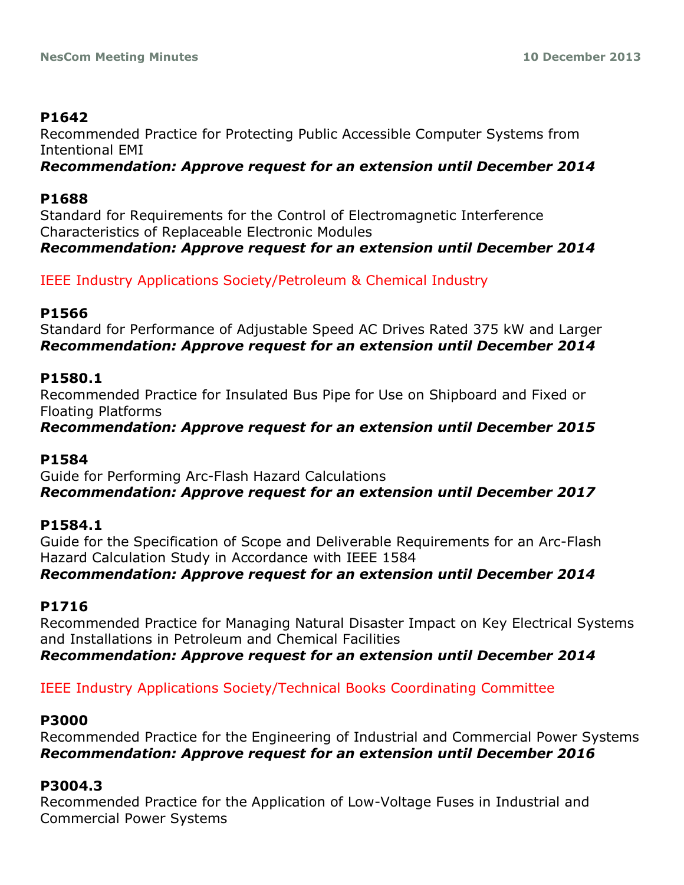**P1642**
Recommended Practice for Protecting Public Accessible Computer Systems from Intentional EMI
***Recommendation: Approve request for an extension until December 2014***

**P1688**
Standard for Requirements for the Control of Electromagnetic Interference Characteristics of Replaceable Electronic Modules
***Recommendation: Approve request for an extension until December 2014***

IEEE Industry Applications Society/Petroleum & Chemical Industry

**P1566**
Standard for Performance of Adjustable Speed AC Drives Rated 375 kW and Larger
***Recommendation: Approve request for an extension until December 2014***

**P1580.1**
Recommended Practice for Insulated Bus Pipe for Use on Shipboard and Fixed or Floating Platforms
***Recommendation: Approve request for an extension until December 2015***

**P1584**
Guide for Performing Arc-Flash Hazard Calculations
***Recommendation: Approve request for an extension until December 2017***

**P1584.1**
Guide for the Specification of Scope and Deliverable Requirements for an Arc-Flash Hazard Calculation Study in Accordance with IEEE 1584
***Recommendation: Approve request for an extension until December 2014***

**P1716**
Recommended Practice for Managing Natural Disaster Impact on Key Electrical Systems and Installations in Petroleum and Chemical Facilities
***Recommendation: Approve request for an extension until December 2014***

IEEE Industry Applications Society/Technical Books Coordinating Committee

**P3000**
Recommended Practice for the Engineering of Industrial and Commercial Power Systems
***Recommendation: Approve request for an extension until December 2016***

**P3004.3**
Recommended Practice for the Application of Low-Voltage Fuses in Industrial and Commercial Power Systems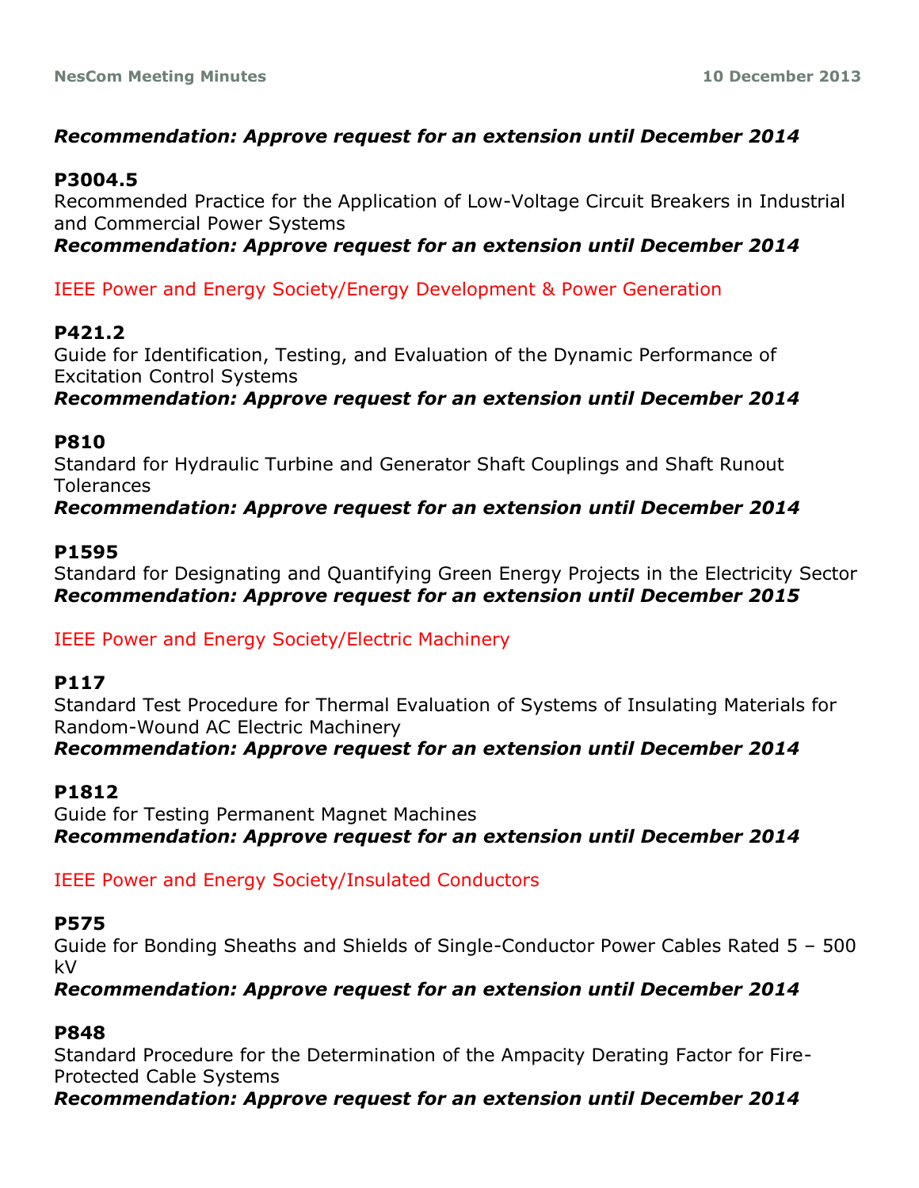***Recommendation: Approve request for an extension until December 2014***

**P3004.5**
Recommended Practice for the Application of Low-Voltage Circuit Breakers in Industrial and Commercial Power Systems
***Recommendation: Approve request for an extension until December 2014***

IEEE Power and Energy Society/Energy Development & Power Generation

**P421.2**
Guide for Identification, Testing, and Evaluation of the Dynamic Performance of Excitation Control Systems
***Recommendation: Approve request for an extension until December 2014***

**P810**
Standard for Hydraulic Turbine and Generator Shaft Couplings and Shaft Runout Tolerances
***Recommendation: Approve request for an extension until December 2014***

**P1595**
Standard for Designating and Quantifying Green Energy Projects in the Electricity Sector
***Recommendation: Approve request for an extension until December 2015***

IEEE Power and Energy Society/Electric Machinery

**P117**
Standard Test Procedure for Thermal Evaluation of Systems of Insulating Materials for Random-Wound AC Electric Machinery
***Recommendation: Approve request for an extension until December 2014***

**P1812**
Guide for Testing Permanent Magnet Machines
***Recommendation: Approve request for an extension until December 2014***

IEEE Power and Energy Society/Insulated Conductors

**P575**
Guide for Bonding Sheaths and Shields of Single-Conductor Power Cables Rated 5 – 500 kV
***Recommendation: Approve request for an extension until December 2014***

**P848**
Standard Procedure for the Determination of the Ampacity Derating Factor for Fire-Protected Cable Systems
***Recommendation: Approve request for an extension until December 2014***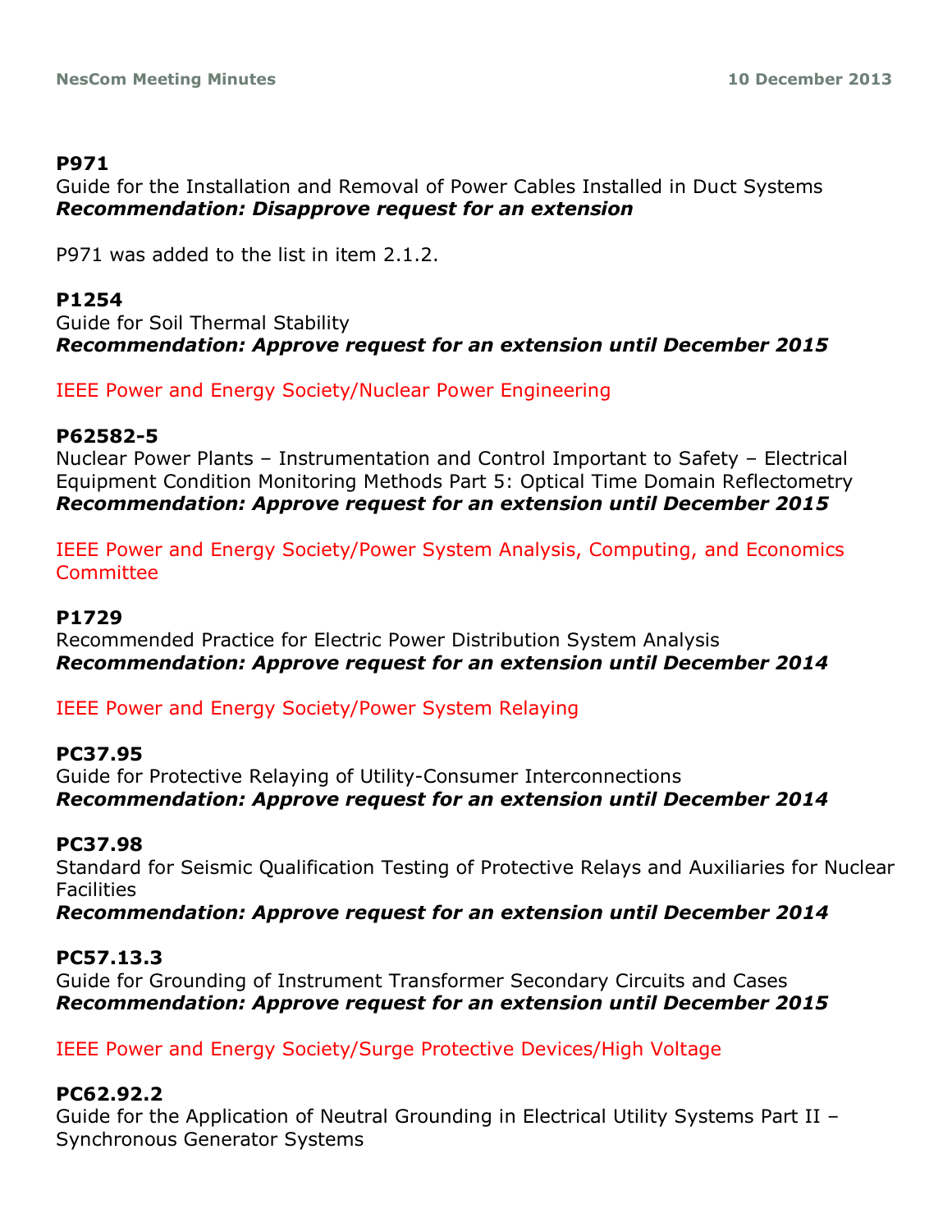**P971**
Guide for the Installation and Removal of Power Cables Installed in Duct Systems
***Recommendation: Disapprove request for an extension***

P971 was added to the list in item 2.1.2.

**P1254**
Guide for Soil Thermal Stability
***Recommendation: Approve request for an extension until December 2015***

IEEE Power and Energy Society/Nuclear Power Engineering

**P62582-5**
Nuclear Power Plants – Instrumentation and Control Important to Safety – Electrical Equipment Condition Monitoring Methods Part 5: Optical Time Domain Reflectometry
***Recommendation: Approve request for an extension until December 2015***

IEEE Power and Energy Society/Power System Analysis, Computing, and Economics Committee

**P1729**
Recommended Practice for Electric Power Distribution System Analysis
***Recommendation: Approve request for an extension until December 2014***

IEEE Power and Energy Society/Power System Relaying

**PC37.95**
Guide for Protective Relaying of Utility-Consumer Interconnections
***Recommendation: Approve request for an extension until December 2014***

**PC37.98**
Standard for Seismic Qualification Testing of Protective Relays and Auxiliaries for Nuclear Facilities
***Recommendation: Approve request for an extension until December 2014***

**PC57.13.3**
Guide for Grounding of Instrument Transformer Secondary Circuits and Cases
***Recommendation: Approve request for an extension until December 2015***

IEEE Power and Energy Society/Surge Protective Devices/High Voltage

**PC62.92.2**
Guide for the Application of Neutral Grounding in Electrical Utility Systems Part II – Synchronous Generator Systems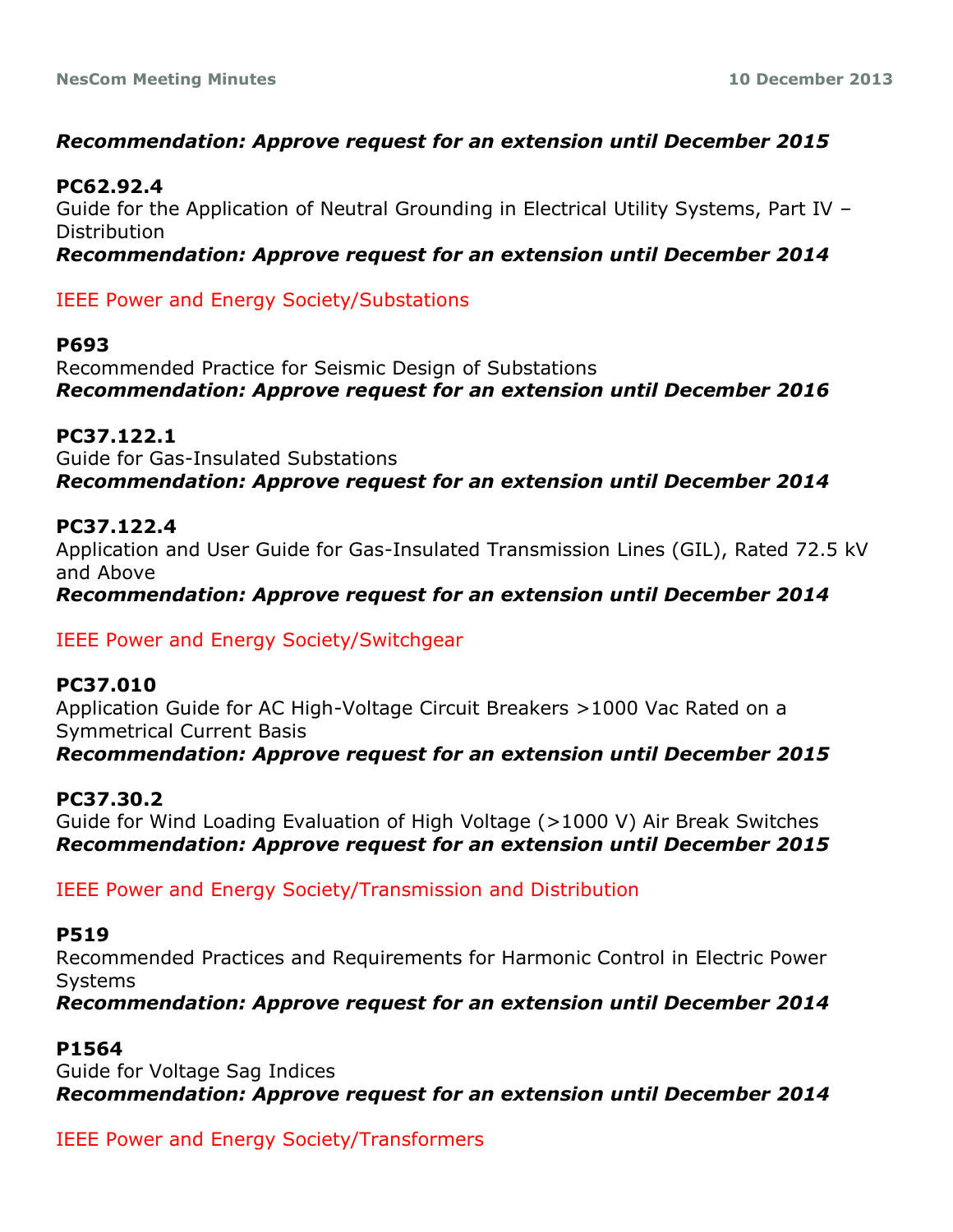***Recommendation: Approve request for an extension until December 2015***

**PC62.92.4**
Guide for the Application of Neutral Grounding in Electrical Utility Systems, Part IV – Distribution
***Recommendation: Approve request for an extension until December 2014***

IEEE Power and Energy Society/Substations

**P693**
Recommended Practice for Seismic Design of Substations
***Recommendation: Approve request for an extension until December 2016***

**PC37.122.1**
Guide for Gas-Insulated Substations
***Recommendation: Approve request for an extension until December 2014***

**PC37.122.4**
Application and User Guide for Gas-Insulated Transmission Lines (GIL), Rated 72.5 kV and Above
***Recommendation: Approve request for an extension until December 2014***

IEEE Power and Energy Society/Switchgear

**PC37.010**
Application Guide for AC High-Voltage Circuit Breakers >1000 Vac Rated on a Symmetrical Current Basis
***Recommendation: Approve request for an extension until December 2015***

**PC37.30.2**
Guide for Wind Loading Evaluation of High Voltage (>1000 V) Air Break Switches
***Recommendation: Approve request for an extension until December 2015***

IEEE Power and Energy Society/Transmission and Distribution

**P519**
Recommended Practices and Requirements for Harmonic Control in Electric Power Systems
***Recommendation: Approve request for an extension until December 2014***

**P1564**
Guide for Voltage Sag Indices
***Recommendation: Approve request for an extension until December 2014***

IEEE Power and Energy Society/Transformers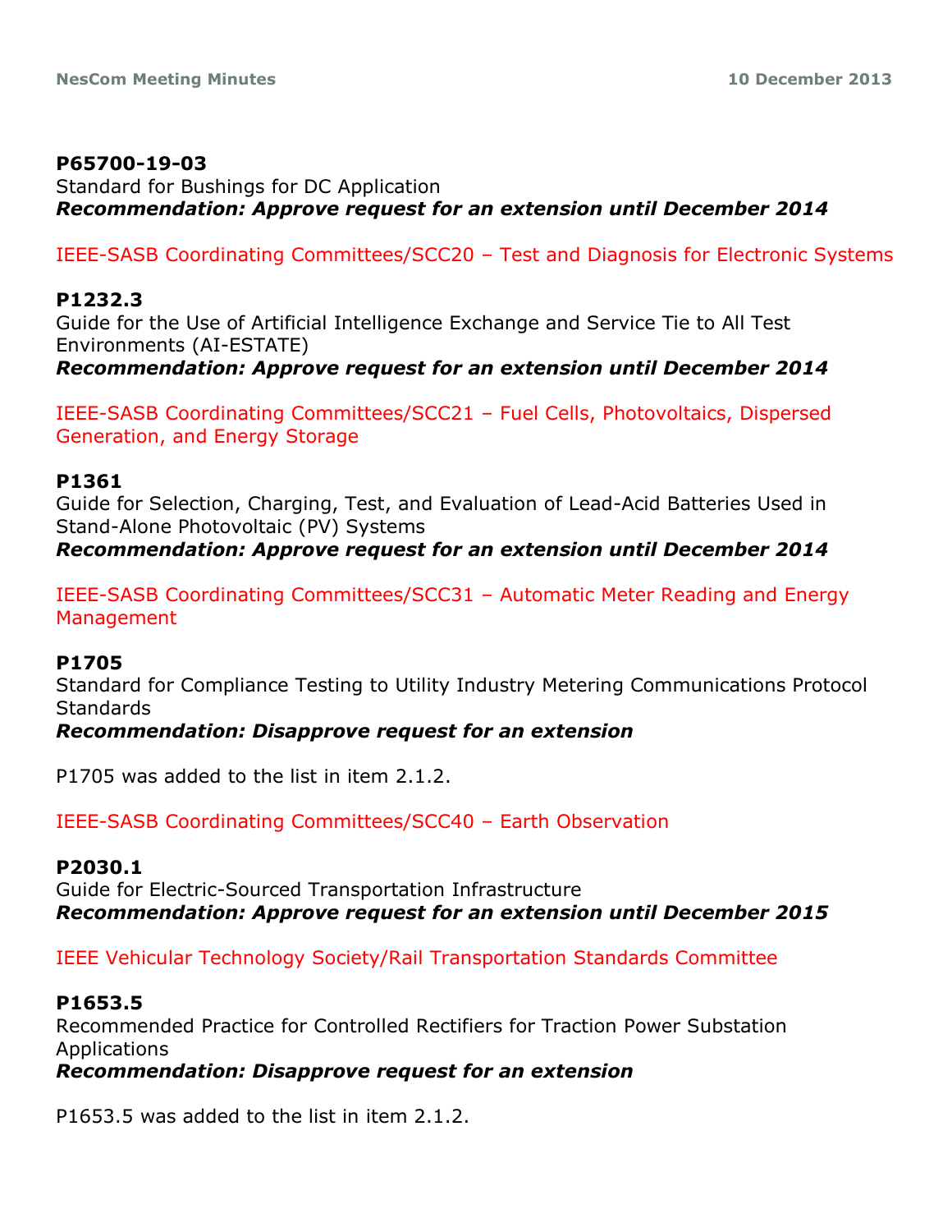**P65700-19-03**
Standard for Bushings for DC Application
***Recommendation: Approve request for an extension until December 2014***

IEEE-SASB Coordinating Committees/SCC20 – Test and Diagnosis for Electronic Systems

**P1232.3**
Guide for the Use of Artificial Intelligence Exchange and Service Tie to All Test Environments (AI-ESTATE)
***Recommendation: Approve request for an extension until December 2014***

IEEE-SASB Coordinating Committees/SCC21 – Fuel Cells, Photovoltaics, Dispersed Generation, and Energy Storage

**P1361**
Guide for Selection, Charging, Test, and Evaluation of Lead-Acid Batteries Used in Stand-Alone Photovoltaic (PV) Systems
***Recommendation: Approve request for an extension until December 2014***

IEEE-SASB Coordinating Committees/SCC31 – Automatic Meter Reading and Energy Management

**P1705**
Standard for Compliance Testing to Utility Industry Metering Communications Protocol Standards
***Recommendation: Disapprove request for an extension***

P1705 was added to the list in item 2.1.2.

IEEE-SASB Coordinating Committees/SCC40 – Earth Observation

**P2030.1**
Guide for Electric-Sourced Transportation Infrastructure
***Recommendation: Approve request for an extension until December 2015***

IEEE Vehicular Technology Society/Rail Transportation Standards Committee

**P1653.5**
Recommended Practice for Controlled Rectifiers for Traction Power Substation Applications
***Recommendation: Disapprove request for an extension***

P1653.5 was added to the list in item 2.1.2.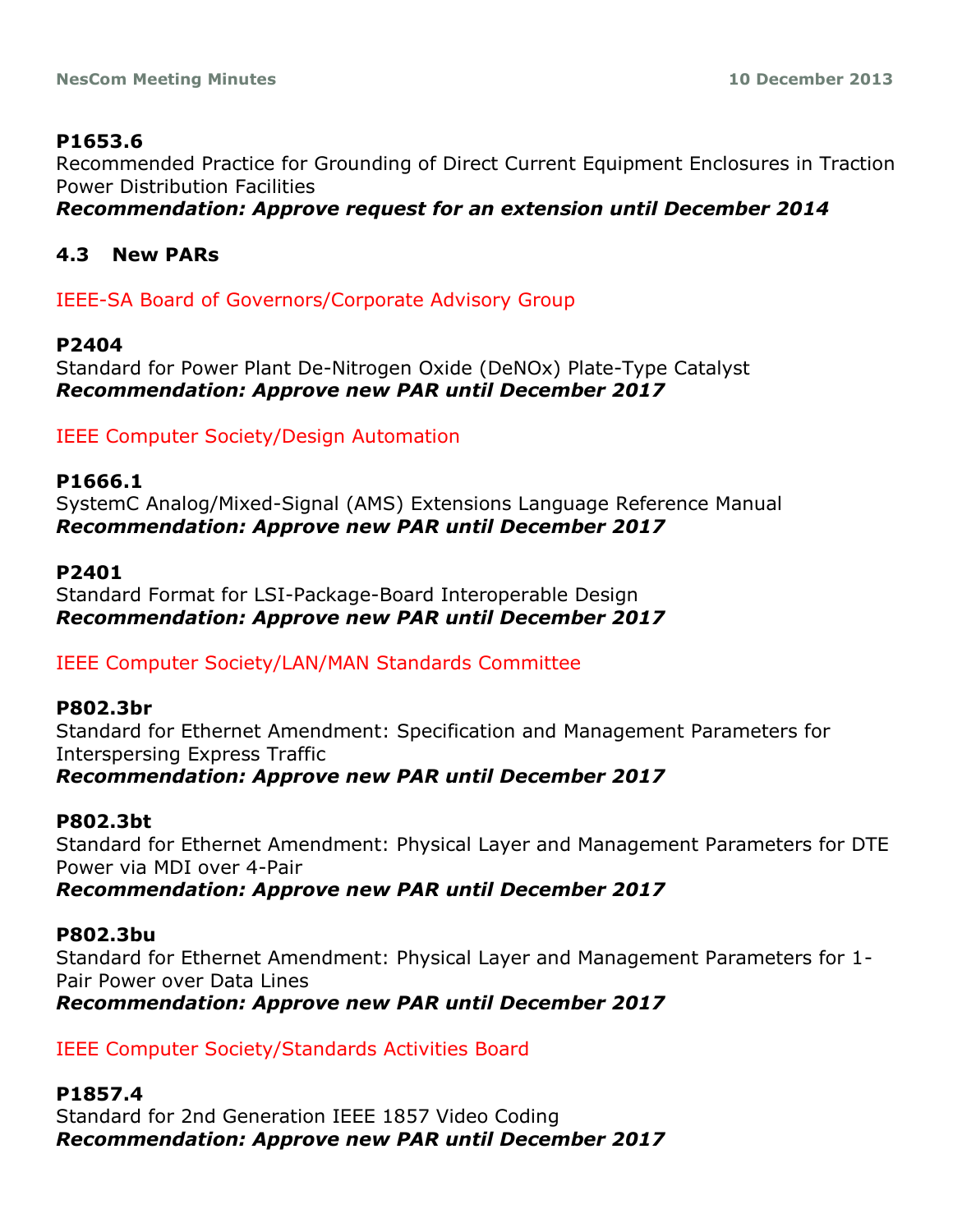**P1653.6**
Recommended Practice for Grounding of Direct Current Equipment Enclosures in Traction Power Distribution Facilities
***Recommendation: Approve request for an extension until December 2014***

### 4.3 New PARs

IEEE-SA Board of Governors/Corporate Advisory Group

**P2404**
Standard for Power Plant De-Nitrogen Oxide (DeNOx) Plate-Type Catalyst
***Recommendation: Approve new PAR until December 2017***

IEEE Computer Society/Design Automation

**P1666.1**
SystemC Analog/Mixed-Signal (AMS) Extensions Language Reference Manual
***Recommendation: Approve new PAR until December 2017***

**P2401**
Standard Format for LSI-Package-Board Interoperable Design
***Recommendation: Approve new PAR until December 2017***

IEEE Computer Society/LAN/MAN Standards Committee

**P802.3br**
Standard for Ethernet Amendment: Specification and Management Parameters for Interspersing Express Traffic
***Recommendation: Approve new PAR until December 2017***

**P802.3bt**
Standard for Ethernet Amendment: Physical Layer and Management Parameters for DTE Power via MDI over 4-Pair
***Recommendation: Approve new PAR until December 2017***

**P802.3bu**
Standard for Ethernet Amendment: Physical Layer and Management Parameters for 1-Pair Power over Data Lines
***Recommendation: Approve new PAR until December 2017***

IEEE Computer Society/Standards Activities Board

**P1857.4**
Standard for 2nd Generation IEEE 1857 Video Coding
***Recommendation: Approve new PAR until December 2017***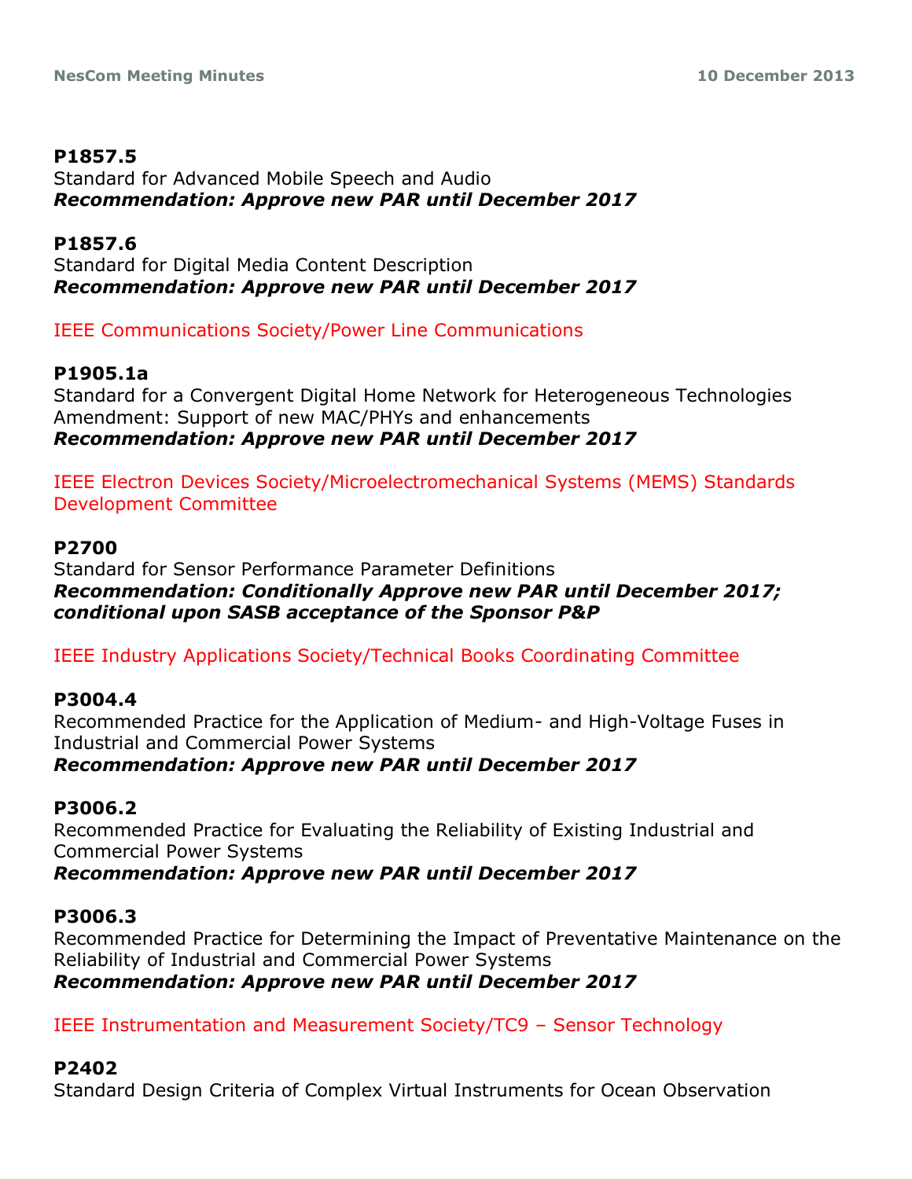**P1857.5**
Standard for Advanced Mobile Speech and Audio
***Recommendation: Approve new PAR until December 2017***

**P1857.6**
Standard for Digital Media Content Description
***Recommendation: Approve new PAR until December 2017***

IEEE Communications Society/Power Line Communications

**P1905.1a**
Standard for a Convergent Digital Home Network for Heterogeneous Technologies Amendment: Support of new MAC/PHYs and enhancements
***Recommendation: Approve new PAR until December 2017***

IEEE Electron Devices Society/Microelectromechanical Systems (MEMS) Standards Development Committee

**P2700**
Standard for Sensor Performance Parameter Definitions
***Recommendation: Conditionally Approve new PAR until December 2017; conditional upon SASB acceptance of the Sponsor P&P***

IEEE Industry Applications Society/Technical Books Coordinating Committee

**P3004.4**
Recommended Practice for the Application of Medium- and High-Voltage Fuses in Industrial and Commercial Power Systems
***Recommendation: Approve new PAR until December 2017***

**P3006.2**
Recommended Practice for Evaluating the Reliability of Existing Industrial and Commercial Power Systems
***Recommendation: Approve new PAR until December 2017***

**P3006.3**
Recommended Practice for Determining the Impact of Preventative Maintenance on the Reliability of Industrial and Commercial Power Systems
***Recommendation: Approve new PAR until December 2017***

IEEE Instrumentation and Measurement Society/TC9 – Sensor Technology

**P2402**
Standard Design Criteria of Complex Virtual Instruments for Ocean Observation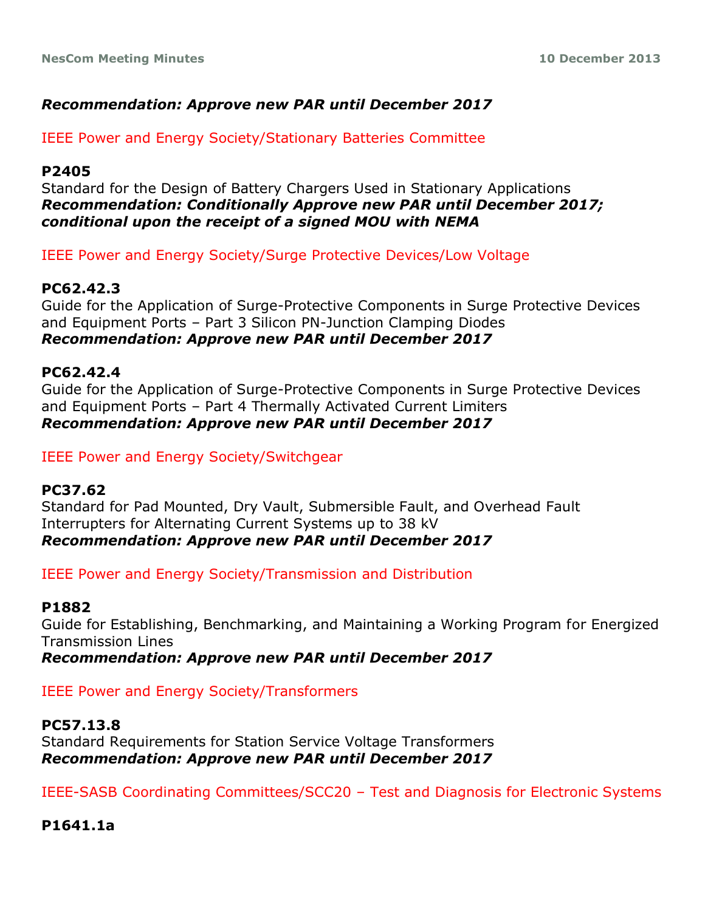***Recommendation: Approve new PAR until December 2017***

IEEE Power and Energy Society/Stationary Batteries Committee

**P2405**
Standard for the Design of Battery Chargers Used in Stationary Applications
***Recommendation: Conditionally Approve new PAR until December 2017; conditional upon the receipt of a signed MOU with NEMA***

IEEE Power and Energy Society/Surge Protective Devices/Low Voltage

**PC62.42.3**
Guide for the Application of Surge-Protective Components in Surge Protective Devices and Equipment Ports – Part 3 Silicon PN-Junction Clamping Diodes
***Recommendation: Approve new PAR until December 2017***

**PC62.42.4**
Guide for the Application of Surge-Protective Components in Surge Protective Devices and Equipment Ports – Part 4 Thermally Activated Current Limiters
***Recommendation: Approve new PAR until December 2017***

IEEE Power and Energy Society/Switchgear

**PC37.62**
Standard for Pad Mounted, Dry Vault, Submersible Fault, and Overhead Fault Interrupters for Alternating Current Systems up to 38 kV
***Recommendation: Approve new PAR until December 2017***

IEEE Power and Energy Society/Transmission and Distribution

**P1882**
Guide for Establishing, Benchmarking, and Maintaining a Working Program for Energized Transmission Lines
***Recommendation: Approve new PAR until December 2017***

IEEE Power and Energy Society/Transformers

**PC57.13.8**
Standard Requirements for Station Service Voltage Transformers
***Recommendation: Approve new PAR until December 2017***

IEEE-SASB Coordinating Committees/SCC20 – Test and Diagnosis for Electronic Systems

**P1641.1a**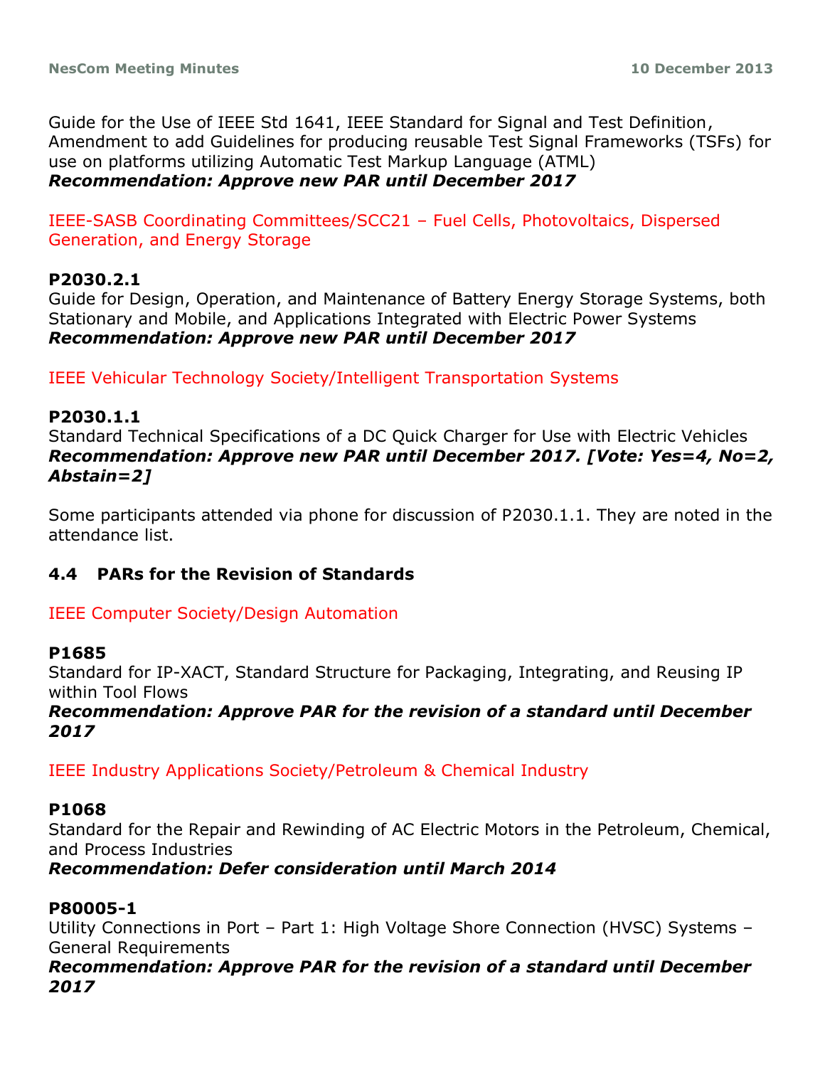Guide for the Use of IEEE Std 1641, IEEE Standard for Signal and Test Definition, Amendment to add Guidelines for producing reusable Test Signal Frameworks (TSFs) for use on platforms utilizing Automatic Test Markup Language (ATML)
***Recommendation: Approve new PAR until December 2017***

IEEE-SASB Coordinating Committees/SCC21 – Fuel Cells, Photovoltaics, Dispersed Generation, and Energy Storage

**P2030.2.1**
Guide for Design, Operation, and Maintenance of Battery Energy Storage Systems, both Stationary and Mobile, and Applications Integrated with Electric Power Systems
***Recommendation: Approve new PAR until December 2017***

IEEE Vehicular Technology Society/Intelligent Transportation Systems

**P2030.1.1**
Standard Technical Specifications of a DC Quick Charger for Use with Electric Vehicles
***Recommendation: Approve new PAR until December 2017. [Vote: Yes=4, No=2, Abstain=2]***

Some participants attended via phone for discussion of P2030.1.1. They are noted in the attendance list.

### 4.4 PARs for the Revision of Standards

IEEE Computer Society/Design Automation

**P1685**
Standard for IP-XACT, Standard Structure for Packaging, Integrating, and Reusing IP within Tool Flows
***Recommendation: Approve PAR for the revision of a standard until December 2017***

IEEE Industry Applications Society/Petroleum & Chemical Industry

**P1068**
Standard for the Repair and Rewinding of AC Electric Motors in the Petroleum, Chemical, and Process Industries
***Recommendation: Defer consideration until March 2014***

**P80005-1**
Utility Connections in Port – Part 1: High Voltage Shore Connection (HVSC) Systems – General Requirements
***Recommendation: Approve PAR for the revision of a standard until December 2017***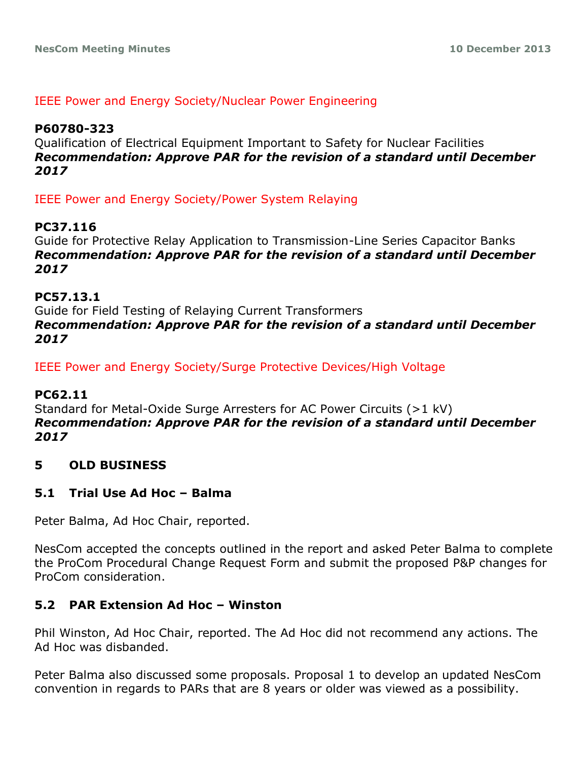IEEE Power and Energy Society/Nuclear Power Engineering

**P60780-323**
Qualification of Electrical Equipment Important to Safety for Nuclear Facilities
***Recommendation: Approve PAR for the revision of a standard until December 2017***

IEEE Power and Energy Society/Power System Relaying

**PC37.116**
Guide for Protective Relay Application to Transmission-Line Series Capacitor Banks
***Recommendation: Approve PAR for the revision of a standard until December 2017***

**PC57.13.1**
Guide for Field Testing of Relaying Current Transformers
***Recommendation: Approve PAR for the revision of a standard until December 2017***

IEEE Power and Energy Society/Surge Protective Devices/High Voltage

**PC62.11**
Standard for Metal-Oxide Surge Arresters for AC Power Circuits (>1 kV)
***Recommendation: Approve PAR for the revision of a standard until December 2017***

## 5 OLD BUSINESS

### 5.1 Trial Use Ad Hoc – Balma

Peter Balma, Ad Hoc Chair, reported.

NesCom accepted the concepts outlined in the report and asked Peter Balma to complete the ProCom Procedural Change Request Form and submit the proposed P&P changes for ProCom consideration.

### 5.2 PAR Extension Ad Hoc – Winston

Phil Winston, Ad Hoc Chair, reported. The Ad Hoc did not recommend any actions. The Ad Hoc was disbanded.

Peter Balma also discussed some proposals. Proposal 1 to develop an updated NesCom convention in regards to PARs that are 8 years or older was viewed as a possibility.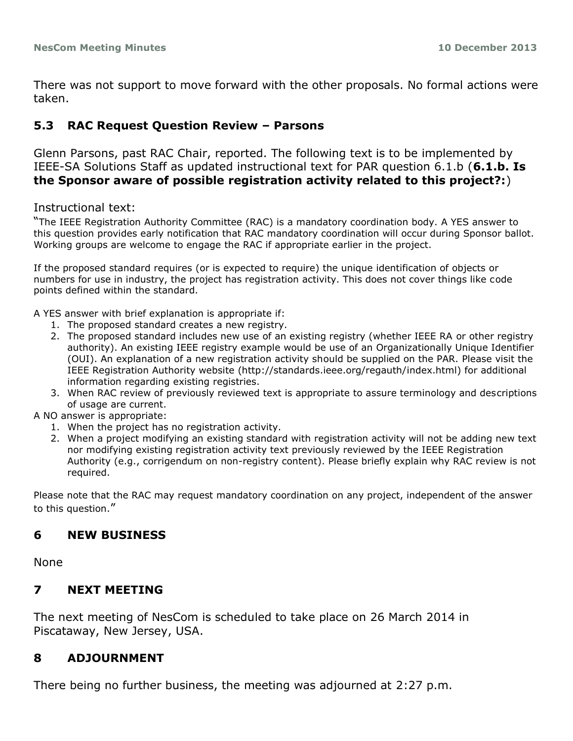There was not support to move forward with the other proposals. No formal actions were taken.

### 5.3 RAC Request Question Review – Parsons

Glenn Parsons, past RAC Chair, reported. The following text is to be implemented by IEEE-SA Solutions Staff as updated instructional text for PAR question 6.1.b (**6.1.b. Is the Sponsor aware of possible registration activity related to this project?:**)

Instructional text:

"The IEEE Registration Authority Committee (RAC) is a mandatory coordination body. A YES answer to this question provides early notification that RAC mandatory coordination will occur during Sponsor ballot. Working groups are welcome to engage the RAC if appropriate earlier in the project.

If the proposed standard requires (or is expected to require) the unique identification of objects or numbers for use in industry, the project has registration activity. This does not cover things like code points defined within the standard.

A YES answer with brief explanation is appropriate if:

1. The proposed standard creates a new registry.
2. The proposed standard includes new use of an existing registry (whether IEEE RA or other registry authority). An existing IEEE registry example would be use of an Organizationally Unique Identifier (OUI). An explanation of a new registration activity should be supplied on the PAR. Please visit the IEEE Registration Authority website (http://standards.ieee.org/regauth/index.html) for additional information regarding existing registries.
3. When RAC review of previously reviewed text is appropriate to assure terminology and descriptions of usage are current.

A NO answer is appropriate:

1. When the project has no registration activity.
2. When a project modifying an existing standard with registration activity will not be adding new text nor modifying existing registration activity text previously reviewed by the IEEE Registration Authority (e.g., corrigendum on non-registry content). Please briefly explain why RAC review is not required.

Please note that the RAC may request mandatory coordination on any project, independent of the answer to this question."

## 6 NEW BUSINESS

None

## 7 NEXT MEETING

The next meeting of NesCom is scheduled to take place on 26 March 2014 in Piscataway, New Jersey, USA.

## 8 ADJOURNMENT

There being no further business, the meeting was adjourned at 2:27 p.m.